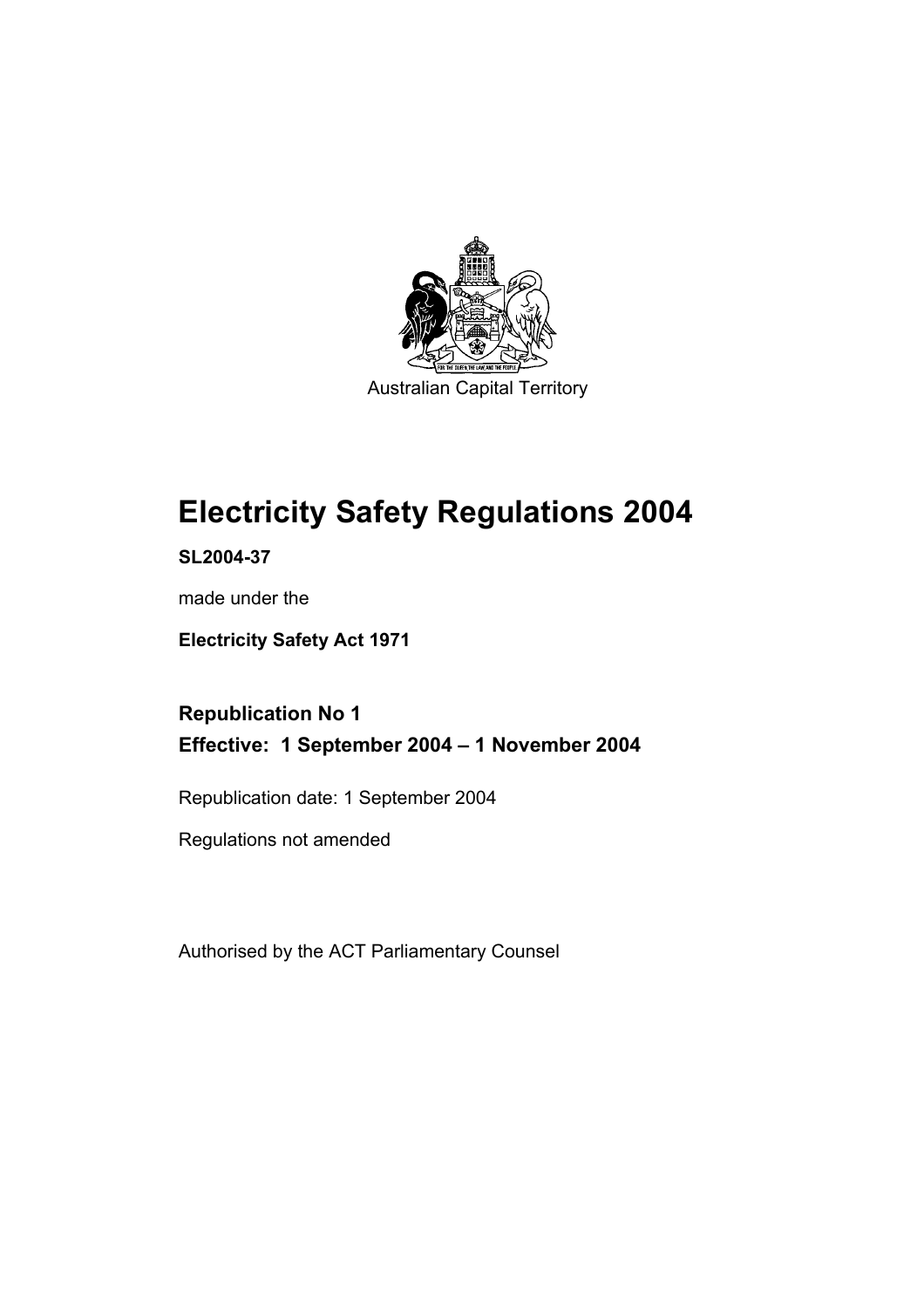Australian Capital Territory

# Electricity Safety Regulations 2004

**SL2004-37**

made under the

**Electricity Safety Act 1971**

## Republication No 1
## Effective: 1 September 2004 – 1 November 2004

Republication date: 1 September 2004

Regulations not amended

Authorised by the ACT Parliamentary Counsel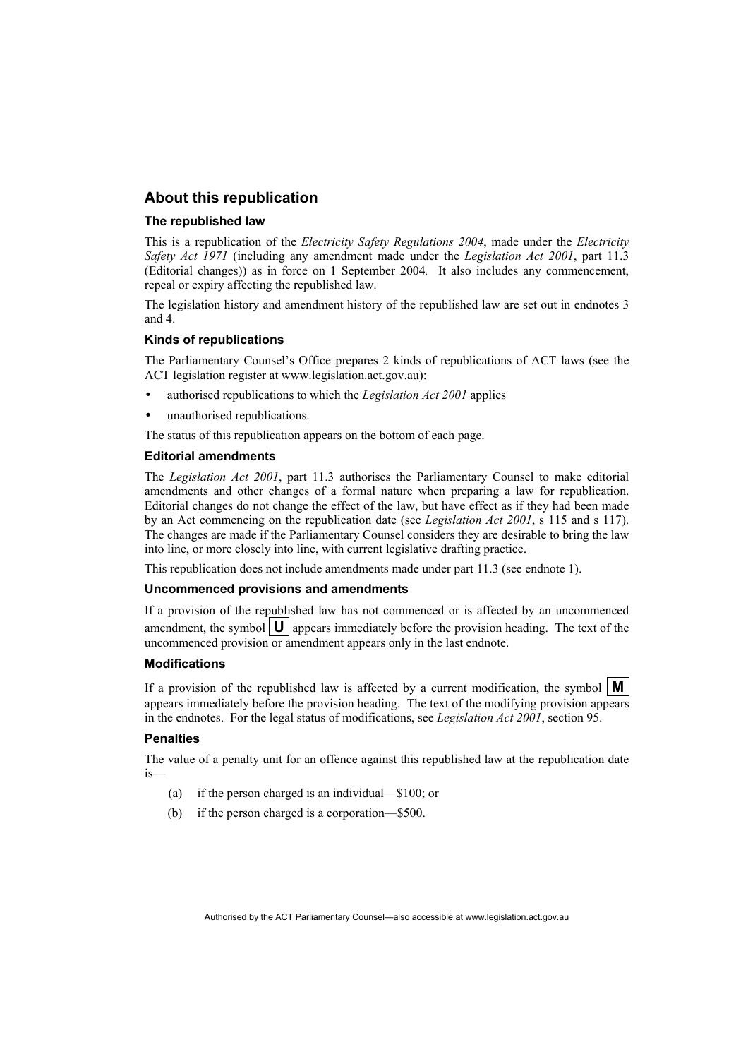## About this republication

### The republished law

This is a republication of the *Electricity Safety Regulations 2004*, made under the *Electricity Safety Act 1971* (including any amendment made under the *Legislation Act 2001*, part 11.3 (Editorial changes)) as in force on 1 September 2004*.* It also includes any commencement, repeal or expiry affecting the republished law.

The legislation history and amendment history of the republished law are set out in endnotes 3 and 4.

### Kinds of republications

The Parliamentary Counsel's Office prepares 2 kinds of republications of ACT laws (see the ACT legislation register at www.legislation.act.gov.au):

- authorised republications to which the *Legislation Act 2001* applies
- unauthorised republications.

The status of this republication appears on the bottom of each page.

### Editorial amendments

The *Legislation Act 2001*, part 11.3 authorises the Parliamentary Counsel to make editorial amendments and other changes of a formal nature when preparing a law for republication. Editorial changes do not change the effect of the law, but have effect as if they had been made by an Act commencing on the republication date (see *Legislation Act 2001*, s 115 and s 117). The changes are made if the Parliamentary Counsel considers they are desirable to bring the law into line, or more closely into line, with current legislative drafting practice.

This republication does not include amendments made under part 11.3 (see endnote 1).

### Uncommenced provisions and amendments

If a provision of the republished law has not commenced or is affected by an uncommenced amendment, the symbol **U** appears immediately before the provision heading. The text of the uncommenced provision or amendment appears only in the last endnote.

### Modifications

If a provision of the republished law is affected by a current modification, the symbol **M** appears immediately before the provision heading. The text of the modifying provision appears in the endnotes. For the legal status of modifications, see *Legislation Act 2001*, section 95.

### Penalties

The value of a penalty unit for an offence against this republished law at the republication date is—

(a) if the person charged is an individual—$100; or

(b) if the person charged is a corporation—$500.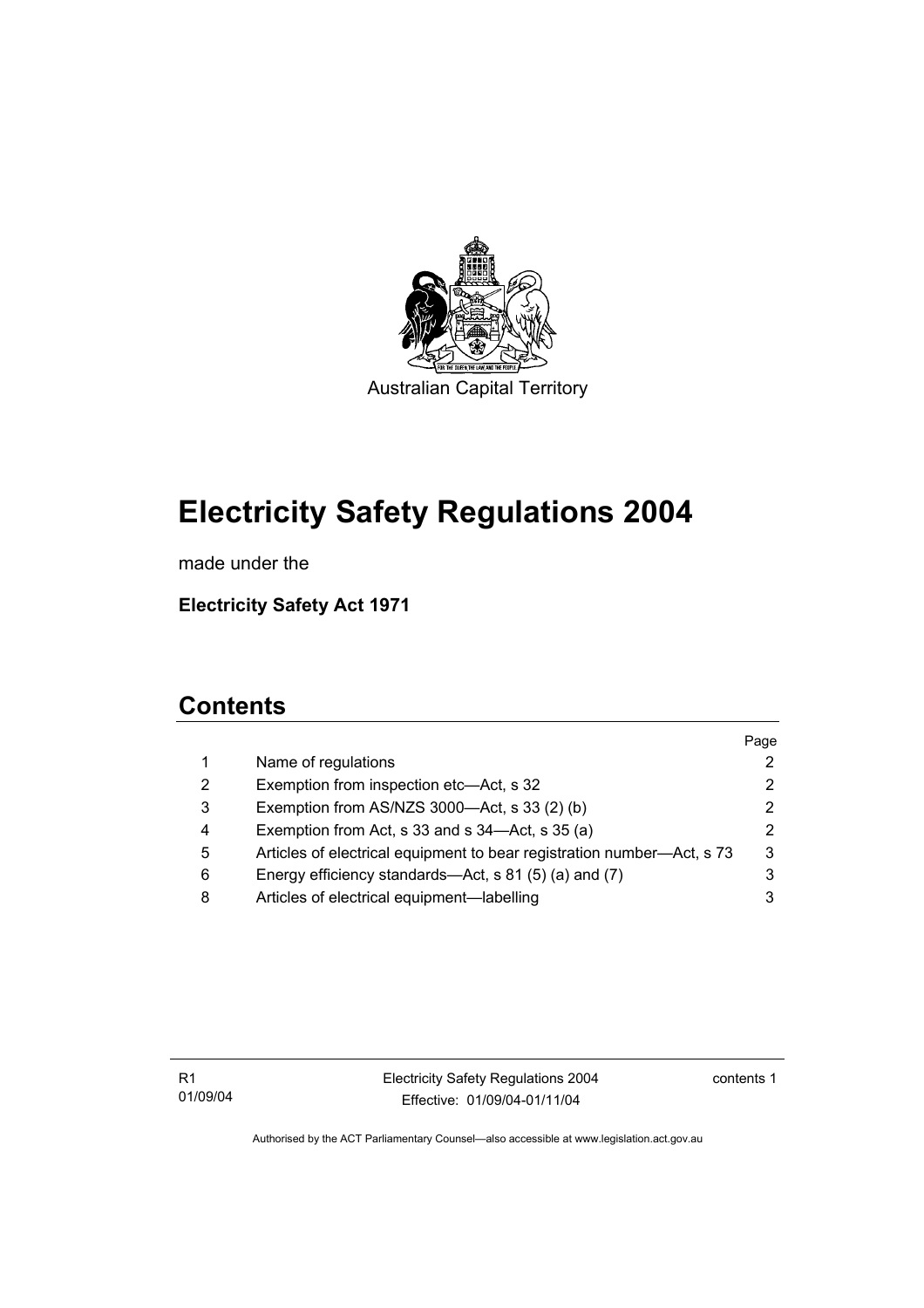Australian Capital Territory

# Electricity Safety Regulations 2004

made under the

**Electricity Safety Act 1971**

## Contents

| | | Page |
|---|---|---|
| 1 | Name of regulations | 2 |
| 2 | Exemption from inspection etc—Act, s 32 | 2 |
| 3 | Exemption from AS/NZS 3000—Act, s 33 (2) (b) | 2 |
| 4 | Exemption from Act, s 33 and s 34—Act, s 35 (a) | 2 |
| 5 | Articles of electrical equipment to bear registration number—Act, s 73 | 3 |
| 6 | Energy efficiency standards—Act, s 81 (5) (a) and (7) | 3 |
| 8 | Articles of electrical equipment—labelling | 3 |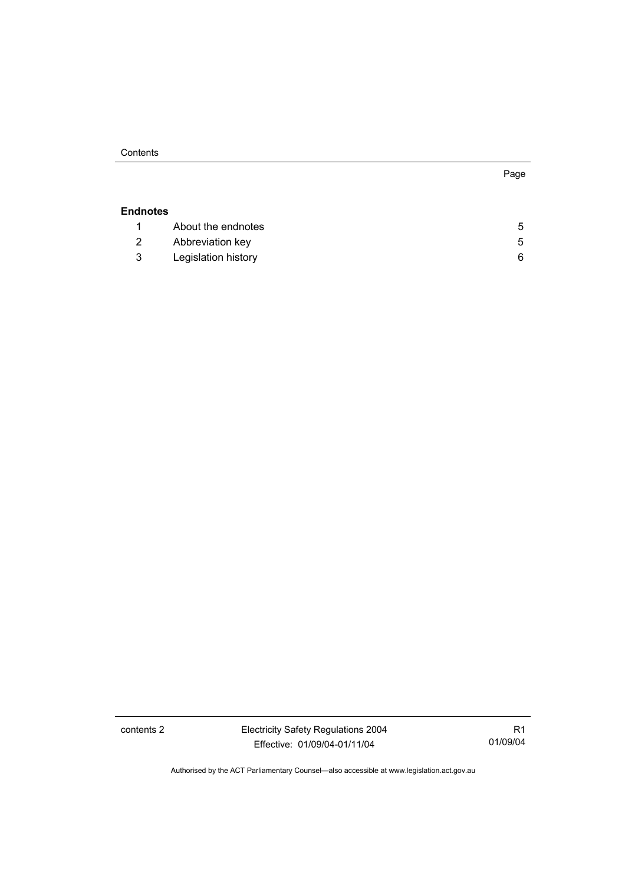| | | Page |
|---|---|---|
| **Endnotes** | | |
| 1 | About the endnotes | 5 |
| 2 | Abbreviation key | 5 |
| 3 | Legislation history | 6 |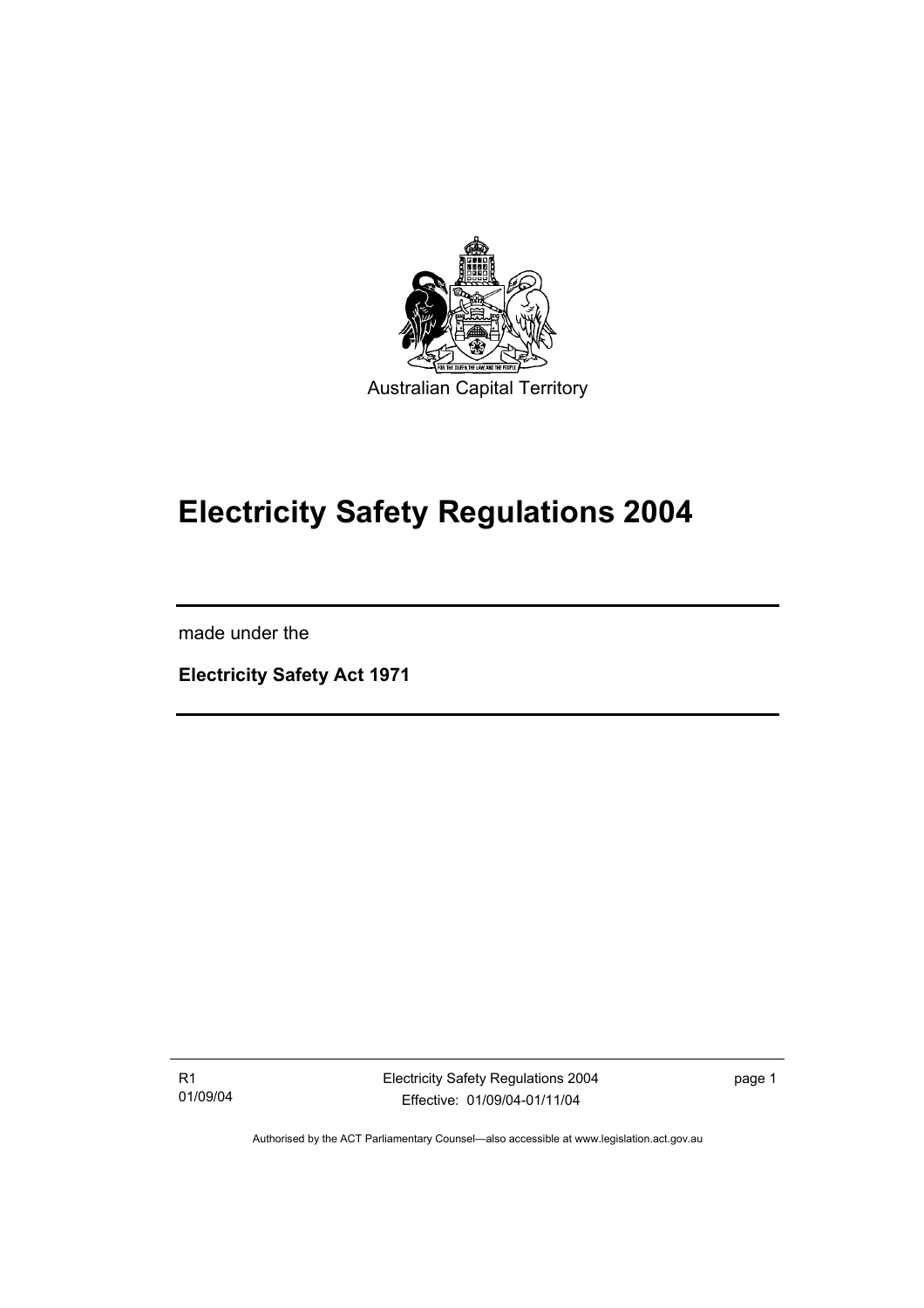Australian Capital Territory

# Electricity Safety Regulations 2004

made under the

**Electricity Safety Act 1971**

Authorised by the ACT Parliamentary Counsel—also accessible at www.legislation.act.gov.au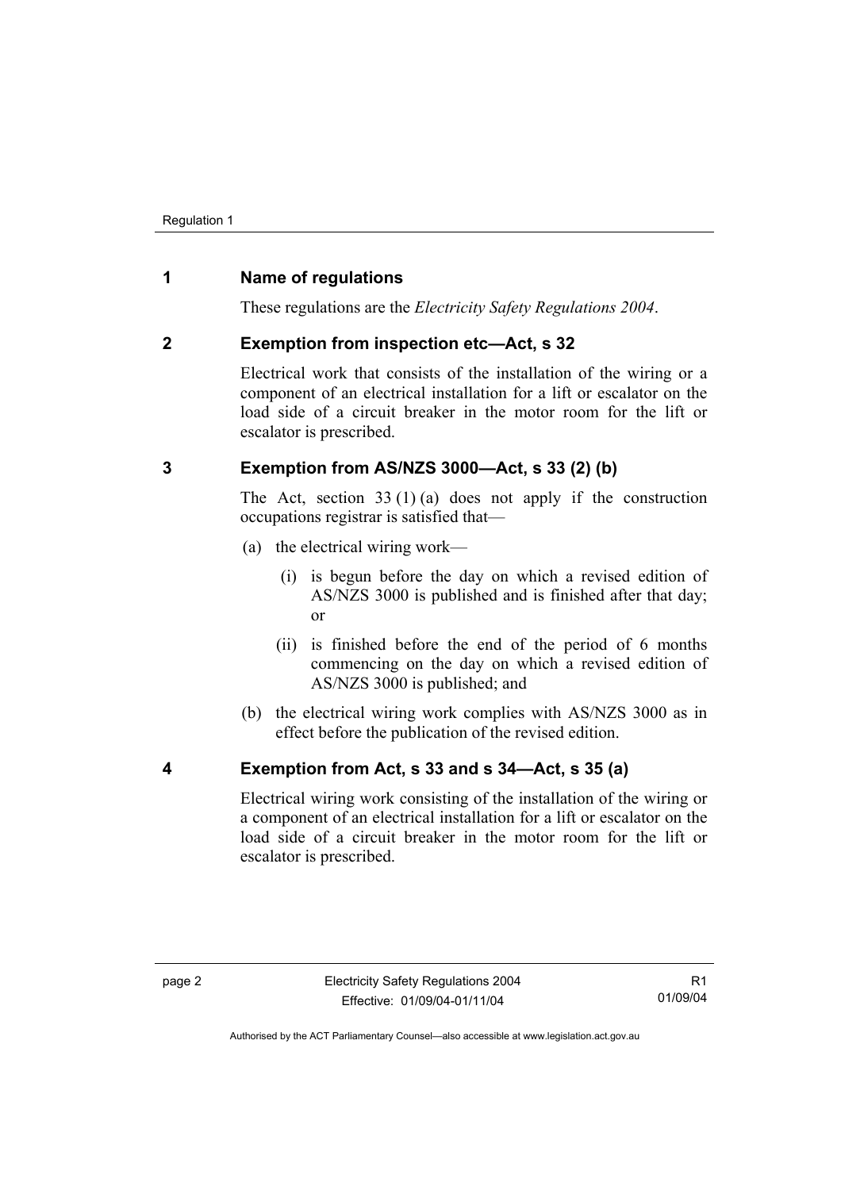## 1 Name of regulations

These regulations are the *Electricity Safety Regulations 2004*.

## 2 Exemption from inspection etc—Act, s 32

Electrical work that consists of the installation of the wiring or a component of an electrical installation for a lift or escalator on the load side of a circuit breaker in the motor room for the lift or escalator is prescribed.

## 3 Exemption from AS/NZS 3000—Act, s 33 (2) (b)

The Act, section 33 (1) (a) does not apply if the construction occupations registrar is satisfied that—

(a) the electrical wiring work—

(i) is begun before the day on which a revised edition of AS/NZS 3000 is published and is finished after that day; or

(ii) is finished before the end of the period of 6 months commencing on the day on which a revised edition of AS/NZS 3000 is published; and

(b) the electrical wiring work complies with AS/NZS 3000 as in effect before the publication of the revised edition.

## 4 Exemption from Act, s 33 and s 34—Act, s 35 (a)

Electrical wiring work consisting of the installation of the wiring or a component of an electrical installation for a lift or escalator on the load side of a circuit breaker in the motor room for the lift or escalator is prescribed.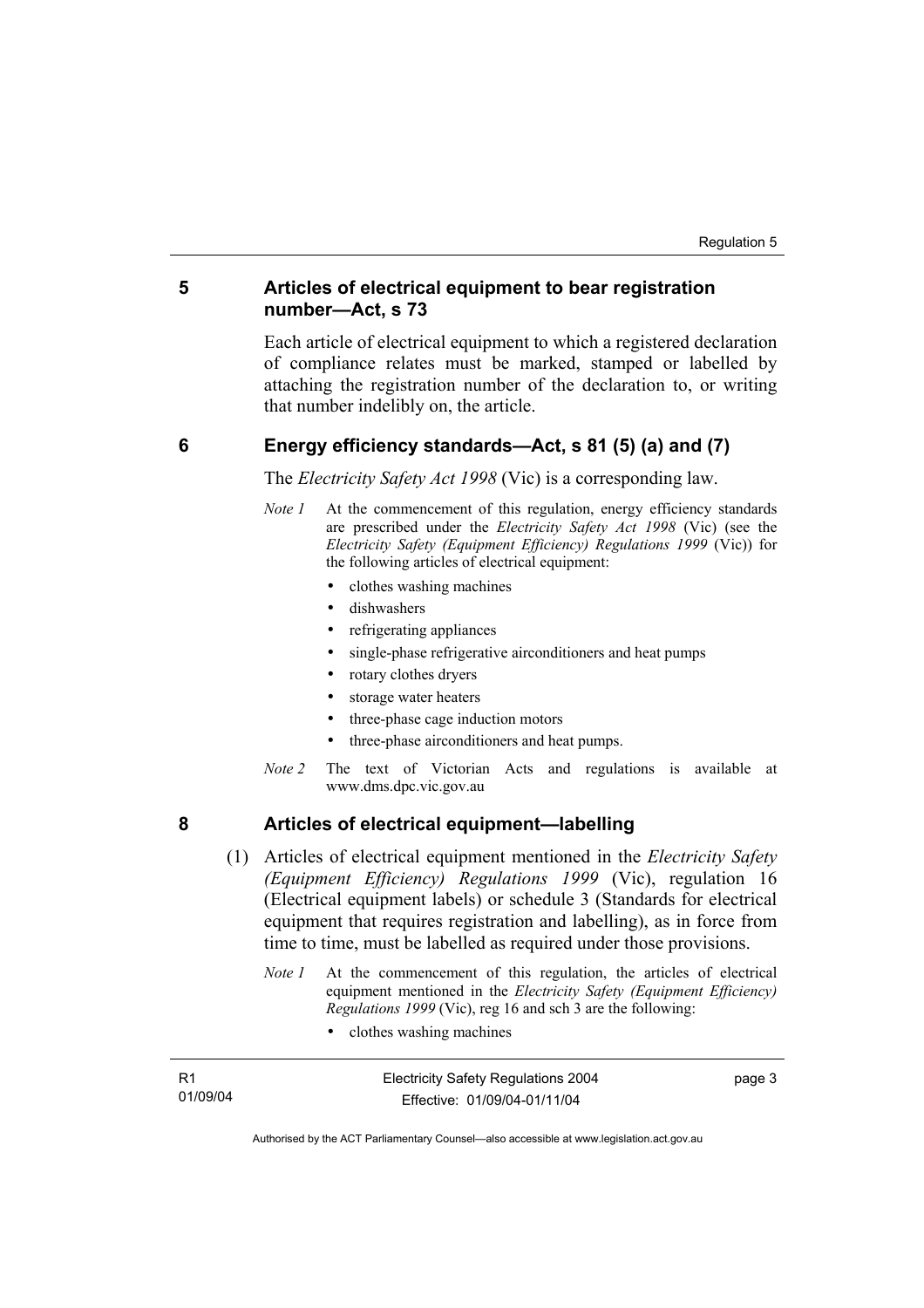## 5 Articles of electrical equipment to bear registration number—Act, s 73

Each article of electrical equipment to which a registered declaration of compliance relates must be marked, stamped or labelled by attaching the registration number of the declaration to, or writing that number indelibly on, the article.

## 6 Energy efficiency standards—Act, s 81 (5) (a) and (7)

The *Electricity Safety Act 1998* (Vic) is a corresponding law.

*Note 1* At the commencement of this regulation, energy efficiency standards are prescribed under the *Electricity Safety Act 1998* (Vic) (see the *Electricity Safety (Equipment Efficiency) Regulations 1999* (Vic)) for the following articles of electrical equipment:

- clothes washing machines
- dishwashers
- refrigerating appliances
- single-phase refrigerative airconditioners and heat pumps
- rotary clothes dryers
- storage water heaters
- three-phase cage induction motors
- three-phase airconditioners and heat pumps.

*Note 2* The text of Victorian Acts and regulations is available at www.dms.dpc.vic.gov.au

## 8 Articles of electrical equipment—labelling

(1) Articles of electrical equipment mentioned in the *Electricity Safety (Equipment Efficiency) Regulations 1999* (Vic), regulation 16 (Electrical equipment labels) or schedule 3 (Standards for electrical equipment that requires registration and labelling), as in force from time to time, must be labelled as required under those provisions.

*Note 1* At the commencement of this regulation, the articles of electrical equipment mentioned in the *Electricity Safety (Equipment Efficiency) Regulations 1999* (Vic), reg 16 and sch 3 are the following:

- clothes washing machines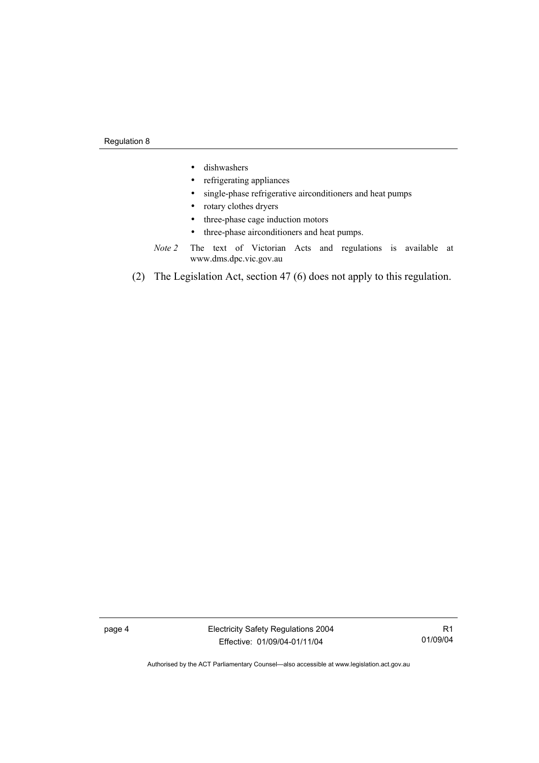- dishwashers
- refrigerating appliances
- single-phase refrigerative airconditioners and heat pumps
- rotary clothes dryers
- three-phase cage induction motors
- three-phase airconditioners and heat pumps.

*Note 2* The text of Victorian Acts and regulations is available at www.dms.dpc.vic.gov.au

(2) The Legislation Act, section 47 (6) does not apply to this regulation.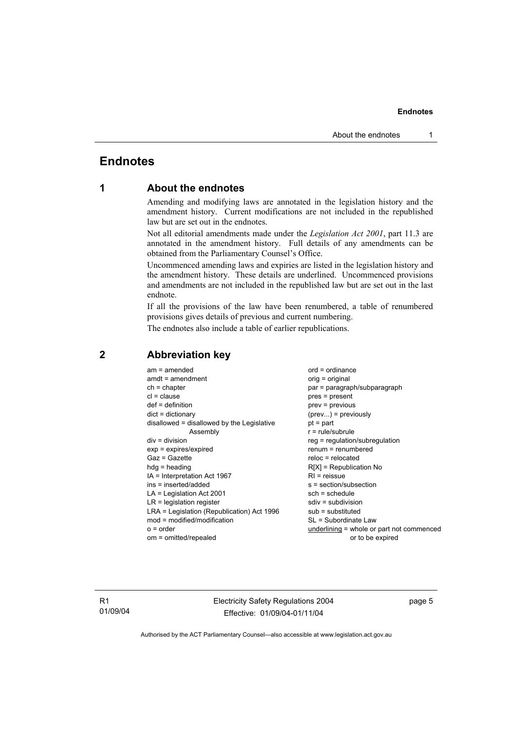# Endnotes

## 1 About the endnotes

Amending and modifying laws are annotated in the legislation history and the amendment history. Current modifications are not included in the republished law but are set out in the endnotes.

Not all editorial amendments made under the *Legislation Act 2001*, part 11.3 are annotated in the amendment history. Full details of any amendments can be obtained from the Parliamentary Counsel's Office.

Uncommenced amending laws and expiries are listed in the legislation history and the amendment history. These details are underlined. Uncommenced provisions and amendments are not included in the republished law but are set out in the last endnote.

If all the provisions of the law have been renumbered, a table of renumbered provisions gives details of previous and current numbering.

The endnotes also include a table of earlier republications.

## 2 Abbreviation key

am = amended
amdt = amendment
ch = chapter
cl = clause
def = definition
dict = dictionary
disallowed = disallowed by the Legislative Assembly
div = division
exp = expires/expired
Gaz = Gazette
hdg = heading
IA = Interpretation Act 1967
ins = inserted/added
LA = Legislation Act 2001
LR = legislation register
LRA = Legislation (Republication) Act 1996
mod = modified/modification
o = order
om = omitted/repealed
ord = ordinance
orig = original
par = paragraph/subparagraph
pres = present
prev = previous
(prev...) = previously
pt = part
r = rule/subrule
reg = regulation/subregulation
renum = renumbered
reloc = relocated
R[X] = Republication No
RI = reissue
s = section/subsection
sch = schedule
sdiv = subdivision
sub = substituted
SL = Subordinate Law
underlining = whole or part not commenced or to be expired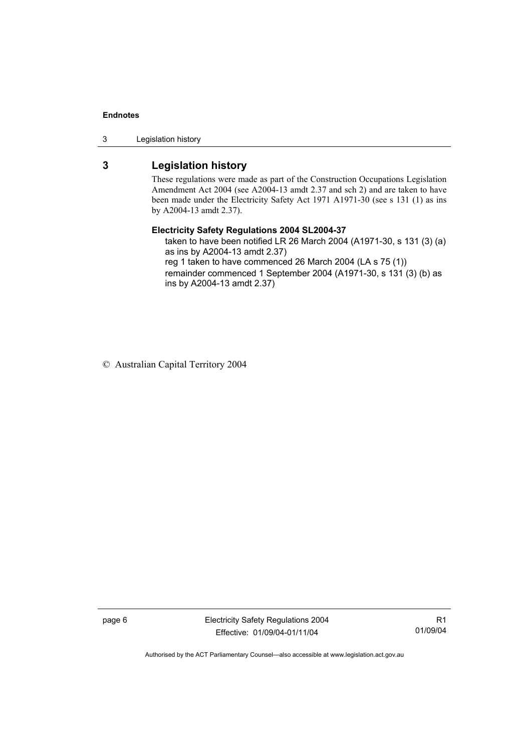## 3 Legislation history

These regulations were made as part of the Construction Occupations Legislation Amendment Act 2004 (see A2004-13 amdt 2.37 and sch 2) and are taken to have been made under the Electricity Safety Act 1971 A1971-30 (see s 131 (1) as ins by A2004-13 amdt 2.37).

**Electricity Safety Regulations 2004 SL2004-37**

taken to have been notified LR 26 March 2004 (A1971-30, s 131 (3) (a) as ins by A2004-13 amdt 2.37)
reg 1 taken to have commenced 26 March 2004 (LA s 75 (1))
remainder commenced 1 September 2004 (A1971-30, s 131 (3) (b) as ins by A2004-13 amdt 2.37)

© Australian Capital Territory 2004